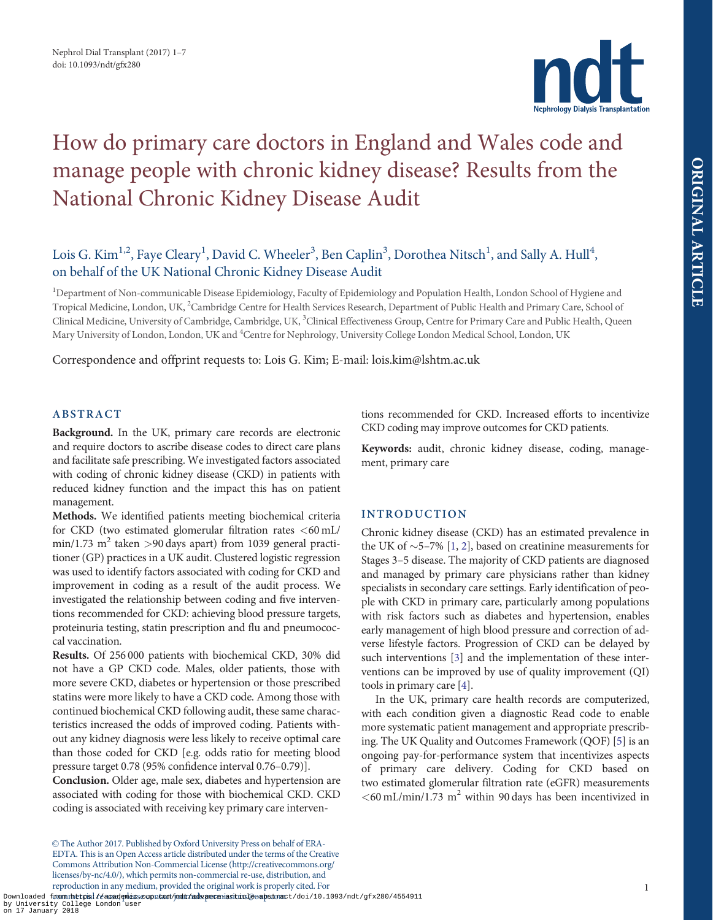# How do primary care doctors in England and Wales code and manage people with chronic kidney disease? Results from the National Chronic Kidney Disease Audit

Lois G. Kim[1,2], Faye Cleary[1], David C. Wheeler[3], Ben Caplin[3], Dorothea Nitsch[1], and Sally A. Hull[4], on behalf of the UK National Chronic Kidney Disease Audit

[1]Department of Non-communicable Disease Epidemiology, Faculty of Epidemiology and Population Health, London School of Hygiene and Tropical Medicine, London, UK, [2]Cambridge Centre for Health Services Research, Department of Public Health and Primary Care, School of Clinical Medicine, University of Cambridge, Cambridge, UK, [3]Clinical Effectiveness Group, Centre for Primary Care and Public Health, Queen Mary University of London, London, UK and [4]Centre for Nephrology, University College London Medical School, London, UK

Correspondence and offprint requests to: Lois G. Kim; E-mail: lois.kim@lshtm.ac.uk

## ABSTRACT

**Background.** In the UK, primary care records are electronic and require doctors to ascribe disease codes to direct care plans and facilitate safe prescribing. We investigated factors associated with coding of chronic kidney disease (CKD) in patients with reduced kidney function and the impact this has on patient management.

**Methods.** We identified patients meeting biochemical criteria for CKD (two estimated glomerular filtration rates <60 mL/min/1.73 m$^2$ taken >90 days apart) from 1039 general practitioner (GP) practices in a UK audit. Clustered logistic regression was used to identify factors associated with coding for CKD and improvement in coding as a result of the audit process. We investigated the relationship between coding and five interventions recommended for CKD: achieving blood pressure targets, proteinuria testing, statin prescription and flu and pneumococcal vaccination.

**Results.** Of 256 000 patients with biochemical CKD, 30% did not have a GP CKD code. Males, older patients, those with more severe CKD, diabetes or hypertension or those prescribed statins were more likely to have a CKD code. Among those with continued biochemical CKD following audit, these same characteristics increased the odds of improved coding. Patients without any kidney diagnosis were less likely to receive optimal care than those coded for CKD [e.g. odds ratio for meeting blood pressure target 0.78 (95% confidence interval 0.76–0.79)].

**Conclusion.** Older age, male sex, diabetes and hypertension are associated with coding for those with biochemical CKD. CKD coding is associated with receiving key primary care interventions recommended for CKD. Increased efforts to incentivize CKD coding may improve outcomes for CKD patients.

**Keywords:** audit, chronic kidney disease, coding, management, primary care

## INTRODUCTION

Chronic kidney disease (CKD) has an estimated prevalence in the UK of ~5–7% [1, 2], based on creatinine measurements for Stages 3–5 disease. The majority of CKD patients are diagnosed and managed by primary care physicians rather than kidney specialists in secondary care settings. Early identification of people with CKD in primary care, particularly among populations with risk factors such as diabetes and hypertension, enables early management of high blood pressure and correction of adverse lifestyle factors. Progression of CKD can be delayed by such interventions [3] and the implementation of these interventions can be improved by use of quality improvement (QI) tools in primary care [4].

In the UK, primary care health records are computerized, with each condition given a diagnostic Read code to enable more systematic patient management and appropriate prescribing. The UK Quality and Outcomes Framework (QOF) [5] is an ongoing pay-for-performance system that incentivizes aspects of primary care delivery. Coding for CKD based on two estimated glomerular filtration rate (eGFR) measurements <60 mL/min/1.73 m$^2$ within 90 days has been incentivized in

© The Author 2017. Published by Oxford University Press on behalf of ERA-EDTA. This is an Open Access article distributed under the terms of the Creative Commons Attribution Non-Commercial License (http://creativecommons.org/licenses/by-nc/4.0/), which permits non-commercial re-use, distribution, and reproduction in any medium, provided the original work is properly cited. For commercial re-use, please contact journals.permissions@oup.com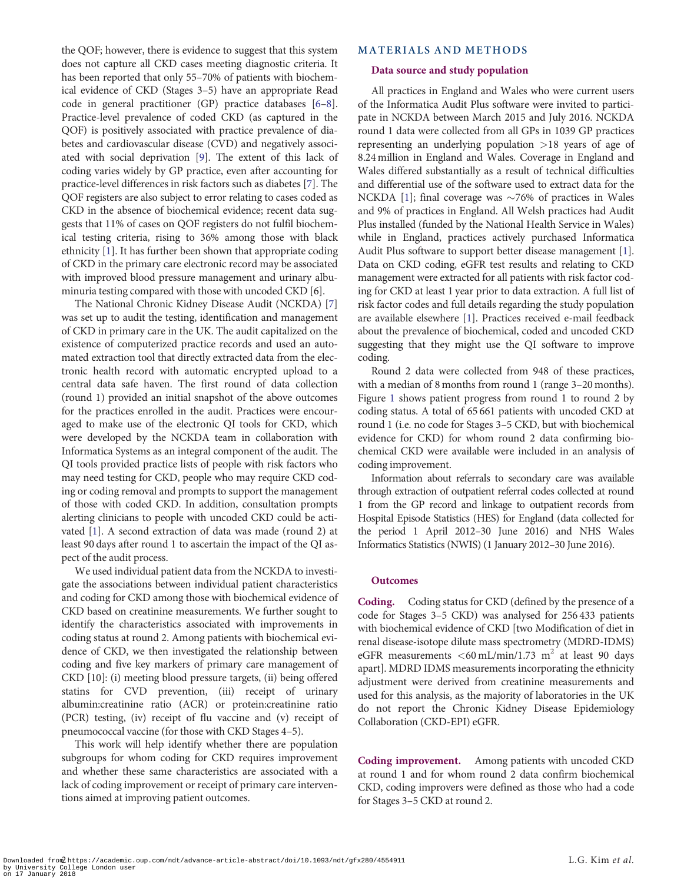the QOF; however, there is evidence to suggest that this system does not capture all CKD cases meeting diagnostic criteria. It has been reported that only 55–70% of patients with biochemical evidence of CKD (Stages 3–5) have an appropriate Read code in general practitioner (GP) practice databases [6–8]. Practice-level prevalence of coded CKD (as captured in the QOF) is positively associated with practice prevalence of diabetes and cardiovascular disease (CVD) and negatively associated with social deprivation [9]. The extent of this lack of coding varies widely by GP practice, even after accounting for practice-level differences in risk factors such as diabetes [7]. The QOF registers are also subject to error relating to cases coded as CKD in the absence of biochemical evidence; recent data suggests that 11% of cases on QOF registers do not fulfil biochemical testing criteria, rising to 36% among those with black ethnicity [1]. It has further been shown that appropriate coding of CKD in the primary care electronic record may be associated with improved blood pressure management and urinary albuminuria testing compared with those with uncoded CKD [6].

The National Chronic Kidney Disease Audit (NCKDA) [7] was set up to audit the testing, identification and management of CKD in primary care in the UK. The audit capitalized on the existence of computerized practice records and used an automated extraction tool that directly extracted data from the electronic health record with automatic encrypted upload to a central data safe haven. The first round of data collection (round 1) provided an initial snapshot of the above outcomes for the practices enrolled in the audit. Practices were encouraged to make use of the electronic QI tools for CKD, which were developed by the NCKDA team in collaboration with Informatica Systems as an integral component of the audit. The QI tools provided practice lists of people with risk factors who may need testing for CKD, people who may require CKD coding or coding removal and prompts to support the management of those with coded CKD. In addition, consultation prompts alerting clinicians to people with uncoded CKD could be activated [1]. A second extraction of data was made (round 2) at least 90 days after round 1 to ascertain the impact of the QI aspect of the audit process.

We used individual patient data from the NCKDA to investigate the associations between individual patient characteristics and coding for CKD among those with biochemical evidence of CKD based on creatinine measurements. We further sought to identify the characteristics associated with improvements in coding status at round 2. Among patients with biochemical evidence of CKD, we then investigated the relationship between coding and five key markers of primary care management of CKD [10]: (i) meeting blood pressure targets, (ii) being offered statins for CVD prevention, (iii) receipt of urinary albumin:creatinine ratio (ACR) or protein:creatinine ratio (PCR) testing, (iv) receipt of flu vaccine and (v) receipt of pneumococcal vaccine (for those with CKD Stages 4–5).

This work will help identify whether there are population subgroups for whom coding for CKD requires improvement and whether these same characteristics are associated with a lack of coding improvement or receipt of primary care interventions aimed at improving patient outcomes.

## MATERIALS AND METHODS

### Data source and study population

All practices in England and Wales who were current users of the Informatica Audit Plus software were invited to participate in NCKDA between March 2015 and July 2016. NCKDA round 1 data were collected from all GPs in 1039 GP practices representing an underlying population >18 years of age of 8.24 million in England and Wales. Coverage in England and Wales differed substantially as a result of technical difficulties and differential use of the software used to extract data for the NCKDA [1]; final coverage was ~76% of practices in Wales and 9% of practices in England. All Welsh practices had Audit Plus installed (funded by the National Health Service in Wales) while in England, practices actively purchased Informatica Audit Plus software to support better disease management [1]. Data on CKD coding, eGFR test results and relating to CKD management were extracted for all patients with risk factor coding for CKD at least 1 year prior to data extraction. A full list of risk factor codes and full details regarding the study population are available elsewhere [1]. Practices received e-mail feedback about the prevalence of biochemical, coded and uncoded CKD suggesting that they might use the QI software to improve coding.

Round 2 data were collected from 948 of these practices, with a median of 8 months from round 1 (range 3–20 months). Figure 1 shows patient progress from round 1 to round 2 by coding status. A total of 65 661 patients with uncoded CKD at round 1 (i.e. no code for Stages 3–5 CKD, but with biochemical evidence for CKD) for whom round 2 data confirming biochemical CKD were available were included in an analysis of coding improvement.

Information about referrals to secondary care was available through extraction of outpatient referral codes collected at round 1 from the GP record and linkage to outpatient records from Hospital Episode Statistics (HES) for England (data collected for the period 1 April 2012–30 June 2016) and NHS Wales Informatics Statistics (NWIS) (1 January 2012–30 June 2016).

### Outcomes

**Coding.** Coding status for CKD (defined by the presence of a code for Stages 3–5 CKD) was analysed for 256 433 patients with biochemical evidence of CKD [two Modification of diet in renal disease-isotope dilute mass spectrometry (MDRD-IDMS) eGFR measurements <60 mL/min/1.73 m$^2$ at least 90 days apart]. MDRD IDMS measurements incorporating the ethnicity adjustment were derived from creatinine measurements and used for this analysis, as the majority of laboratories in the UK do not report the Chronic Kidney Disease Epidemiology Collaboration (CKD-EPI) eGFR.

**Coding improvement.** Among patients with uncoded CKD at round 1 and for whom round 2 data confirm biochemical CKD, coding improvers were defined as those who had a code for Stages 3–5 CKD at round 2.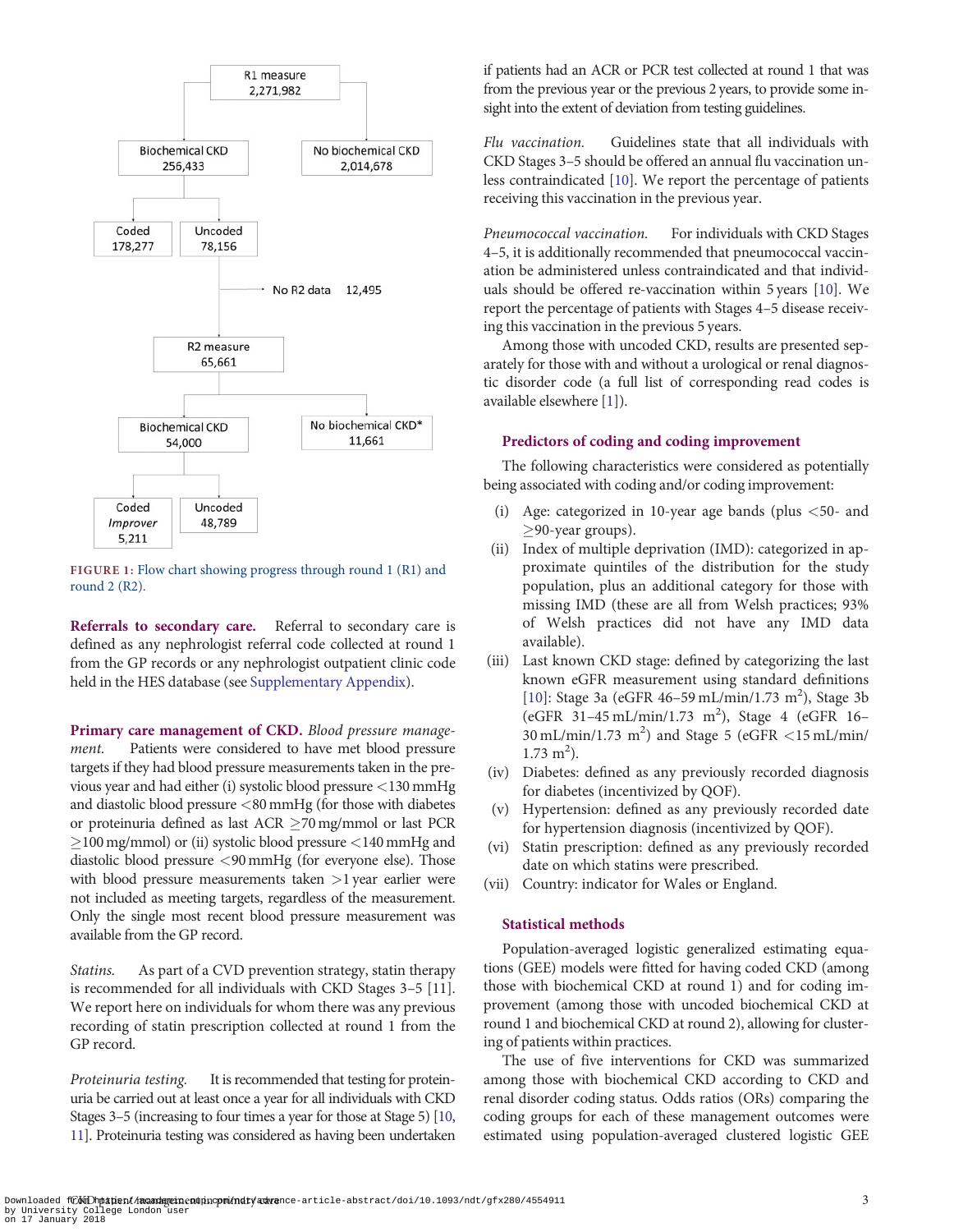R1 measure
2,271,982

Biochemical CKD 256,433 | No biochemical CKD 2,014,678

Coded 178,277 | Uncoded 78,156

No R2 data 12,495

R2 measure
65,661

Biochemical CKD 54,000 | No biochemical CKD* 11,661

Coded Improver 5,211 | Uncoded 48,789

FIGURE 1: Flow chart showing progress through round 1 (R1) and round 2 (R2).

**Referrals to secondary care.** Referral to secondary care is defined as any nephrologist referral code collected at round 1 from the GP records or any nephrologist outpatient clinic code held in the HES database (see Supplementary Appendix).

**Primary care management of CKD.** *Blood pressure management.* Patients were considered to have met blood pressure targets if they had blood pressure measurements taken in the previous year and had either (i) systolic blood pressure <130 mmHg and diastolic blood pressure <80 mmHg (for those with diabetes or proteinuria defined as last ACR ≥70 mg/mmol or last PCR ≥100 mg/mmol) or (ii) systolic blood pressure <140 mmHg and diastolic blood pressure <90 mmHg (for everyone else). Those with blood pressure measurements taken >1 year earlier were not included as meeting targets, regardless of the measurement. Only the single most recent blood pressure measurement was available from the GP record.

*Statins.* As part of a CVD prevention strategy, statin therapy is recommended for all individuals with CKD Stages 3–5 [11]. We report here on individuals for whom there was any previous recording of statin prescription collected at round 1 from the GP record.

*Proteinuria testing.* It is recommended that testing for proteinuria be carried out at least once a year for all individuals with CKD Stages 3–5 (increasing to four times a year for those at Stage 5) [10, 11]. Proteinuria testing was considered as having been undertaken if patients had an ACR or PCR test collected at round 1 that was from the previous year or the previous 2 years, to provide some insight into the extent of deviation from testing guidelines.

*Flu vaccination.* Guidelines state that all individuals with CKD Stages 3–5 should be offered an annual flu vaccination unless contraindicated [10]. We report the percentage of patients receiving this vaccination in the previous year.

*Pneumococcal vaccination.* For individuals with CKD Stages 4–5, it is additionally recommended that pneumococcal vaccination be administered unless contraindicated and that individuals should be offered re-vaccination within 5 years [10]. We report the percentage of patients with Stages 4–5 disease receiving this vaccination in the previous 5 years.

Among those with uncoded CKD, results are presented separately for those with and without a urological or renal diagnostic disorder code (a full list of corresponding read codes is available elsewhere [1]).

### Predictors of coding and coding improvement

The following characteristics were considered as potentially being associated with coding and/or coding improvement:

(i) Age: categorized in 10-year age bands (plus <50- and ≥90-year groups).
(ii) Index of multiple deprivation (IMD): categorized in approximate quintiles of the distribution for the study population, plus an additional category for those with missing IMD (these are all from Welsh practices; 93% of Welsh practices did not have any IMD data available).
(iii) Last known CKD stage: defined by categorizing the last known eGFR measurement using standard definitions [10]: Stage 3a (eGFR 46–59 mL/min/1.73 m$^2$), Stage 3b (eGFR 31–45 mL/min/1.73 m$^2$), Stage 4 (eGFR 16–30 mL/min/1.73 m$^2$) and Stage 5 (eGFR <15 mL/min/1.73 m$^2$).
(iv) Diabetes: defined as any previously recorded diagnosis for diabetes (incentivized by QOF).
(v) Hypertension: defined as any previously recorded date for hypertension diagnosis (incentivized by QOF).
(vi) Statin prescription: defined as any previously recorded date on which statins were prescribed.
(vii) Country: indicator for Wales or England.

### Statistical methods

Population-averaged logistic generalized estimating equations (GEE) models were fitted for having coded CKD (among those with biochemical CKD at round 1) and for coding improvement (among those with uncoded biochemical CKD at round 1 and biochemical CKD at round 2), allowing for clustering of patients within practices.

The use of five interventions for CKD was summarized among those with biochemical CKD according to CKD and renal disorder coding status. Odds ratios (ORs) comparing the coding groups for each of these management outcomes were estimated using population-averaged clustered logistic GEE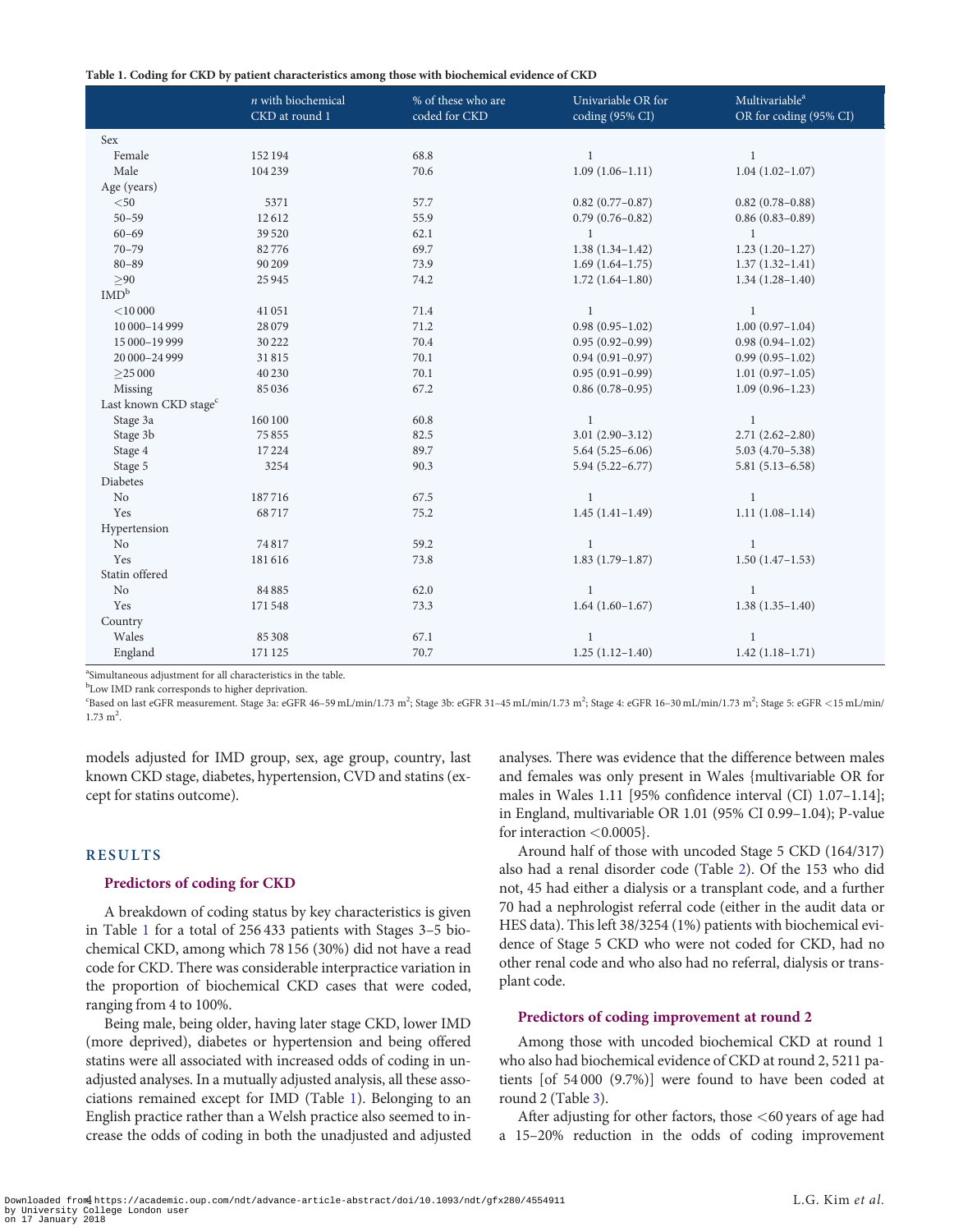**Table 1. Coding for CKD by patient characteristics among those with biochemical evidence of CKD**

| | n with biochemical CKD at round 1 | % of these who are coded for CKD | Univariable OR for coding (95% CI) | Multivariable[a] OR for coding (95% CI) |
|---|---|---|---|---|
| Sex | | | | |
| Female | 152 194 | 68.8 | 1 | 1 |
| Male | 104 239 | 70.6 | 1.09 (1.06–1.11) | 1.04 (1.02–1.07) |
| Age (years) | | | | |
| <50 | 5371 | 57.7 | 0.82 (0.77–0.87) | 0.82 (0.78–0.88) |
| 50–59 | 12 612 | 55.9 | 0.79 (0.76–0.82) | 0.86 (0.83–0.89) |
| 60–69 | 39 520 | 62.1 | 1 | 1 |
| 70–79 | 82 776 | 69.7 | 1.38 (1.34–1.42) | 1.23 (1.20–1.27) |
| 80–89 | 90 209 | 73.9 | 1.69 (1.64–1.75) | 1.37 (1.32–1.41) |
| ≥90 | 25 945 | 74.2 | 1.72 (1.64–1.80) | 1.34 (1.28–1.40) |
| IMD[b] | | | | |
| <10 000 | 41 051 | 71.4 | 1 | 1 |
| 10 000–14 999 | 28 079 | 71.2 | 0.98 (0.95–1.02) | 1.00 (0.97–1.04) |
| 15 000–19 999 | 30 222 | 70.4 | 0.95 (0.92–0.99) | 0.98 (0.94–1.02) |
| 20 000–24 999 | 31 815 | 70.1 | 0.94 (0.91–0.97) | 0.99 (0.95–1.02) |
| ≥25 000 | 40 230 | 70.1 | 0.95 (0.91–0.99) | 1.01 (0.97–1.05) |
| Missing | 85 036 | 67.2 | 0.86 (0.78–0.95) | 1.09 (0.96–1.23) |
| Last known CKD stage[c] | | | | |
| Stage 3a | 160 100 | 60.8 | 1 | 1 |
| Stage 3b | 75 855 | 82.5 | 3.01 (2.90–3.12) | 2.71 (2.62–2.80) |
| Stage 4 | 17 224 | 89.7 | 5.64 (5.25–6.06) | 5.03 (4.70–5.38) |
| Stage 5 | 3254 | 90.3 | 5.94 (5.22–6.77) | 5.81 (5.13–6.58) |
| Diabetes | | | | |
| No | 187 716 | 67.5 | 1 | 1 |
| Yes | 68 717 | 75.2 | 1.45 (1.41–1.49) | 1.11 (1.08–1.14) |
| Hypertension | | | | |
| No | 74 817 | 59.2 | 1 | 1 |
| Yes | 181 616 | 73.8 | 1.83 (1.79–1.87) | 1.50 (1.47–1.53) |
| Statin offered | | | | |
| No | 84 885 | 62.0 | 1 | 1 |
| Yes | 171 548 | 73.3 | 1.64 (1.60–1.67) | 1.38 (1.35–1.40) |
| Country | | | | |
| Wales | 85 308 | 67.1 | 1 | 1 |
| England | 171 125 | 70.7 | 1.25 (1.12–1.40) | 1.42 (1.18–1.71) |

[a]Simultaneous adjustment for all characteristics in the table.
[b]Low IMD rank corresponds to higher deprivation.
[c]Based on last eGFR measurement. Stage 3a: eGFR 46–59 mL/min/1.73 $m^2$; Stage 3b: eGFR 31–45 mL/min/1.73 $m^2$; Stage 4: eGFR 16–30 mL/min/1.73 $m^2$; Stage 5: eGFR <15 mL/min/1.73 $m^2$.

models adjusted for IMD group, sex, age group, country, last known CKD stage, diabetes, hypertension, CVD and statins (except for statins outcome).

## RESULTS

### Predictors of coding for CKD

A breakdown of coding status by key characteristics is given in Table 1 for a total of 256 433 patients with Stages 3–5 biochemical CKD, among which 78 156 (30%) did not have a read code for CKD. There was considerable interpractice variation in the proportion of biochemical CKD cases that were coded, ranging from 4 to 100%.

Being male, being older, having later stage CKD, lower IMD (more deprived), diabetes or hypertension and being offered statins were all associated with increased odds of coding in unadjusted analyses. In a mutually adjusted analysis, all these associations remained except for IMD (Table 1). Belonging to an English practice rather than a Welsh practice also seemed to increase the odds of coding in both the unadjusted and adjusted analyses. There was evidence that the difference between males and females was only present in Wales {multivariable OR for males in Wales 1.11 [95% confidence interval (CI) 1.07–1.14]; in England, multivariable OR 1.01 (95% CI 0.99–1.04); P-value for interaction <0.0005}.

Around half of those with uncoded Stage 5 CKD (164/317) also had a renal disorder code (Table 2). Of the 153 who did not, 45 had either a dialysis or a transplant code, and a further 70 had a nephrologist referral code (either in the audit data or HES data). This left 38/3254 (1%) patients with biochemical evidence of Stage 5 CKD who were not coded for CKD, had no other renal code and who also had no referral, dialysis or transplant code.

### Predictors of coding improvement at round 2

Among those with uncoded biochemical CKD at round 1 who also had biochemical evidence of CKD at round 2, 5211 patients [of 54 000 (9.7%)] were found to have been coded at round 2 (Table 3).

After adjusting for other factors, those <60 years of age had a 15–20% reduction in the odds of coding improvement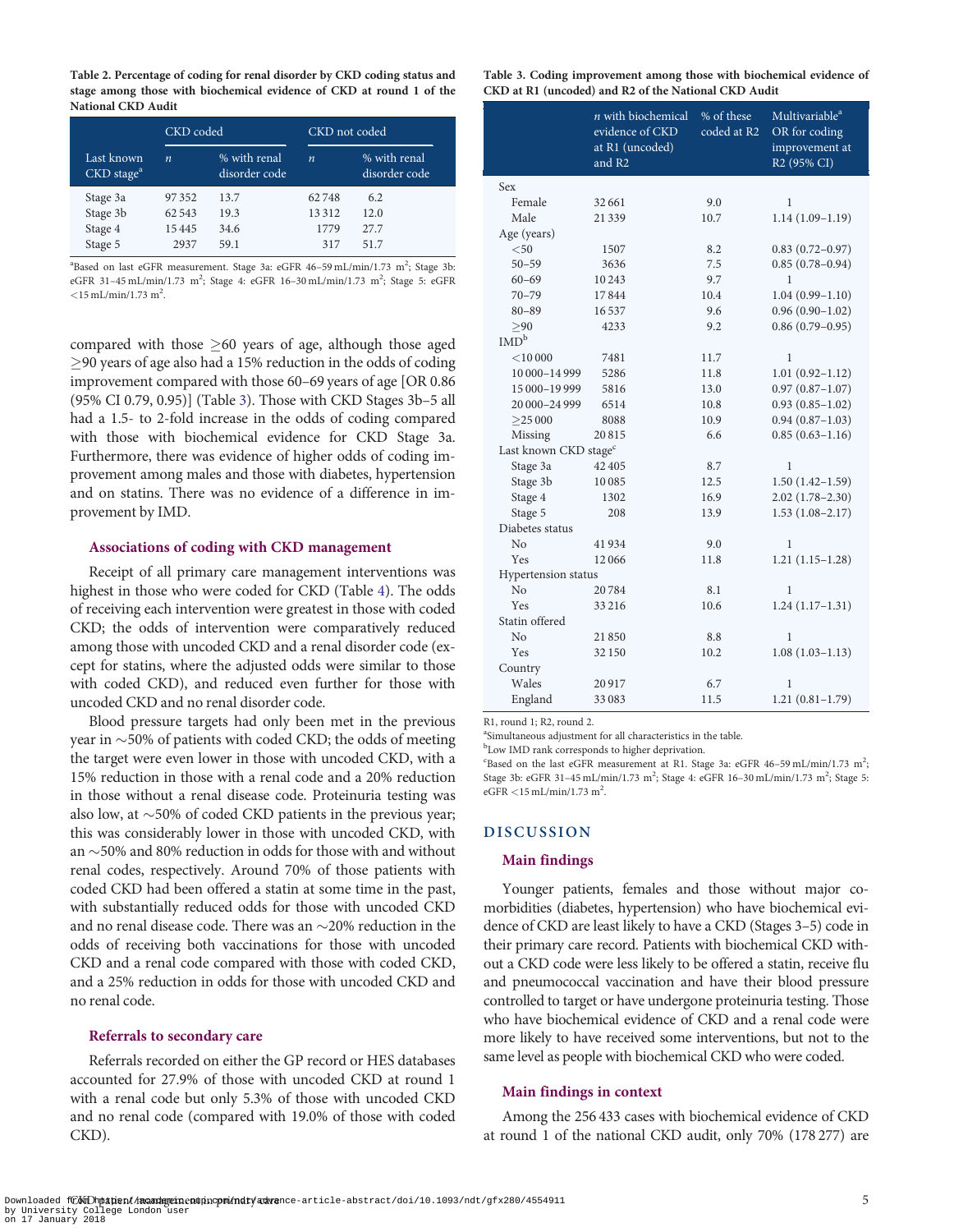**Table 2. Percentage of coding for renal disorder by CKD coding status and stage among those with biochemical evidence of CKD at round 1 of the National CKD Audit**

| Last known CKD stage[a] | CKD coded | | CKD not coded | |
|---|---|---|---|---|
| | $n$ | % with renal disorder code | $n$ | % with renal disorder code |
| Stage 3a | 97 352 | 13.7 | 62 748 | 6.2 |
| Stage 3b | 62 543 | 19.3 | 13 312 | 12.0 |
| Stage 4 | 15 445 | 34.6 | 1779 | 27.7 |
| Stage 5 | 2937 | 59.1 | 317 | 51.7 |

[a]Based on last eGFR measurement. Stage 3a: eGFR 46–59 mL/min/1.73 m$^2$; Stage 3b: eGFR 31–45 mL/min/1.73 m$^2$; Stage 4: eGFR 16–30 mL/min/1.73 m$^2$; Stage 5: eGFR <15 mL/min/1.73 m$^2$.

compared with those ≥60 years of age, although those aged ≥90 years of age also had a 15% reduction in the odds of coding improvement compared with those 60–69 years of age [OR 0.86 (95% CI 0.79, 0.95)] (Table 3). Those with CKD Stages 3b–5 all had a 1.5- to 2-fold increase in the odds of coding compared with those with biochemical evidence for CKD Stage 3a. Furthermore, there was evidence of higher odds of coding improvement among males and those with diabetes, hypertension and on statins. There was no evidence of a difference in improvement by IMD.

### Associations of coding with CKD management

Receipt of all primary care management interventions was highest in those who were coded for CKD (Table 4). The odds of receiving each intervention were greatest in those with coded CKD; the odds of intervention were comparatively reduced among those with uncoded CKD and a renal disorder code (except for statins, where the adjusted odds were similar to those with coded CKD), and reduced even further for those with uncoded CKD and no renal disorder code.

Blood pressure targets had only been met in the previous year in ∼50% of patients with coded CKD; the odds of meeting the target were even lower in those with uncoded CKD, with a 15% reduction in those with a renal code and a 20% reduction in those without a renal disease code. Proteinuria testing was also low, at ∼50% of coded CKD patients in the previous year; this was considerably lower in those with uncoded CKD, with an ∼50% and 80% reduction in odds for those with and without renal codes, respectively. Around 70% of those patients with coded CKD had been offered a statin at some time in the past, with substantially reduced odds for those with uncoded CKD and no renal disease code. There was an ∼20% reduction in the odds of receiving both vaccinations for those with uncoded CKD and a renal code compared with those with coded CKD, and a 25% reduction in odds for those with uncoded CKD and no renal code.

### Referrals to secondary care

Referrals recorded on either the GP record or HES databases accounted for 27.9% of those with uncoded CKD at round 1 with a renal code but only 5.3% of those with uncoded CKD and no renal code (compared with 19.0% of those with coded CKD).

**Table 3. Coding improvement among those with biochemical evidence of CKD at R1 (uncoded) and R2 of the National CKD Audit**

| | $n$ with biochemical evidence of CKD at R1 (uncoded) and R2 | % of these coded at R2 | Multivariable[a] OR for coding improvement at R2 (95% CI) |
|---|---|---|---|
| Sex | | | |
| Female | 32 661 | 9.0 | 1 |
| Male | 21 339 | 10.7 | 1.14 (1.09–1.19) |
| Age (years) | | | |
| <50 | 1507 | 8.2 | 0.83 (0.72–0.97) |
| 50–59 | 3636 | 7.5 | 0.85 (0.78–0.94) |
| 60–69 | 10 243 | 9.7 | 1 |
| 70–79 | 17 844 | 10.4 | 1.04 (0.99–1.10) |
| 80–89 | 16 537 | 9.6 | 0.96 (0.90–1.02) |
| ≥90 | 4233 | 9.2 | 0.86 (0.79–0.95) |
| IMD[b] | | | |
| <10 000 | 7481 | 11.7 | 1 |
| 10 000–14 999 | 5286 | 11.8 | 1.01 (0.92–1.12) |
| 15 000–19 999 | 5816 | 13.0 | 0.97 (0.87–1.07) |
| 20 000–24 999 | 6514 | 10.8 | 0.93 (0.85–1.02) |
| ≥25 000 | 8088 | 10.9 | 0.94 (0.87–1.03) |
| Missing | 20 815 | 6.6 | 0.85 (0.63–1.16) |
| Last known CKD stage[c] | | | |
| Stage 3a | 42 405 | 8.7 | 1 |
| Stage 3b | 10 085 | 12.5 | 1.50 (1.42–1.59) |
| Stage 4 | 1302 | 16.9 | 2.02 (1.78–2.30) |
| Stage 5 | 208 | 13.9 | 1.53 (1.08–2.17) |
| Diabetes status | | | |
| No | 41 934 | 9.0 | 1 |
| Yes | 12 066 | 11.8 | 1.21 (1.15–1.28) |
| Hypertension status | | | |
| No | 20 784 | 8.1 | 1 |
| Yes | 33 216 | 10.6 | 1.24 (1.17–1.31) |
| Statin offered | | | |
| No | 21 850 | 8.8 | 1 |
| Yes | 32 150 | 10.2 | 1.08 (1.03–1.13) |
| Country | | | |
| Wales | 20 917 | 6.7 | 1 |
| England | 33 083 | 11.5 | 1.21 (0.81–1.79) |

R1, round 1; R2, round 2.
[a]Simultaneous adjustment for all characteristics in the table.
[b]Low IMD rank corresponds to higher deprivation.
[c]Based on the last eGFR measurement at R1. Stage 3a: eGFR 46–59 mL/min/1.73 m$^2$; Stage 3b: eGFR 31–45 mL/min/1.73 m$^2$; Stage 4: eGFR 16–30 mL/min/1.73 m$^2$; Stage 5: eGFR <15 mL/min/1.73 m$^2$.

## DISCUSSION

### Main findings

Younger patients, females and those without major comorbidities (diabetes, hypertension) who have biochemical evidence of CKD are least likely to have a CKD (Stages 3–5) code in their primary care record. Patients with biochemical CKD without a CKD code were less likely to be offered a statin, receive flu and pneumococcal vaccination and have their blood pressure controlled to target or have undergone proteinuria testing. Those who have biochemical evidence of CKD and a renal code were more likely to have received some interventions, but not to the same level as people with biochemical CKD who were coded.

### Main findings in context

Among the 256 433 cases with biochemical evidence of CKD at round 1 of the national CKD audit, only 70% (178 277) are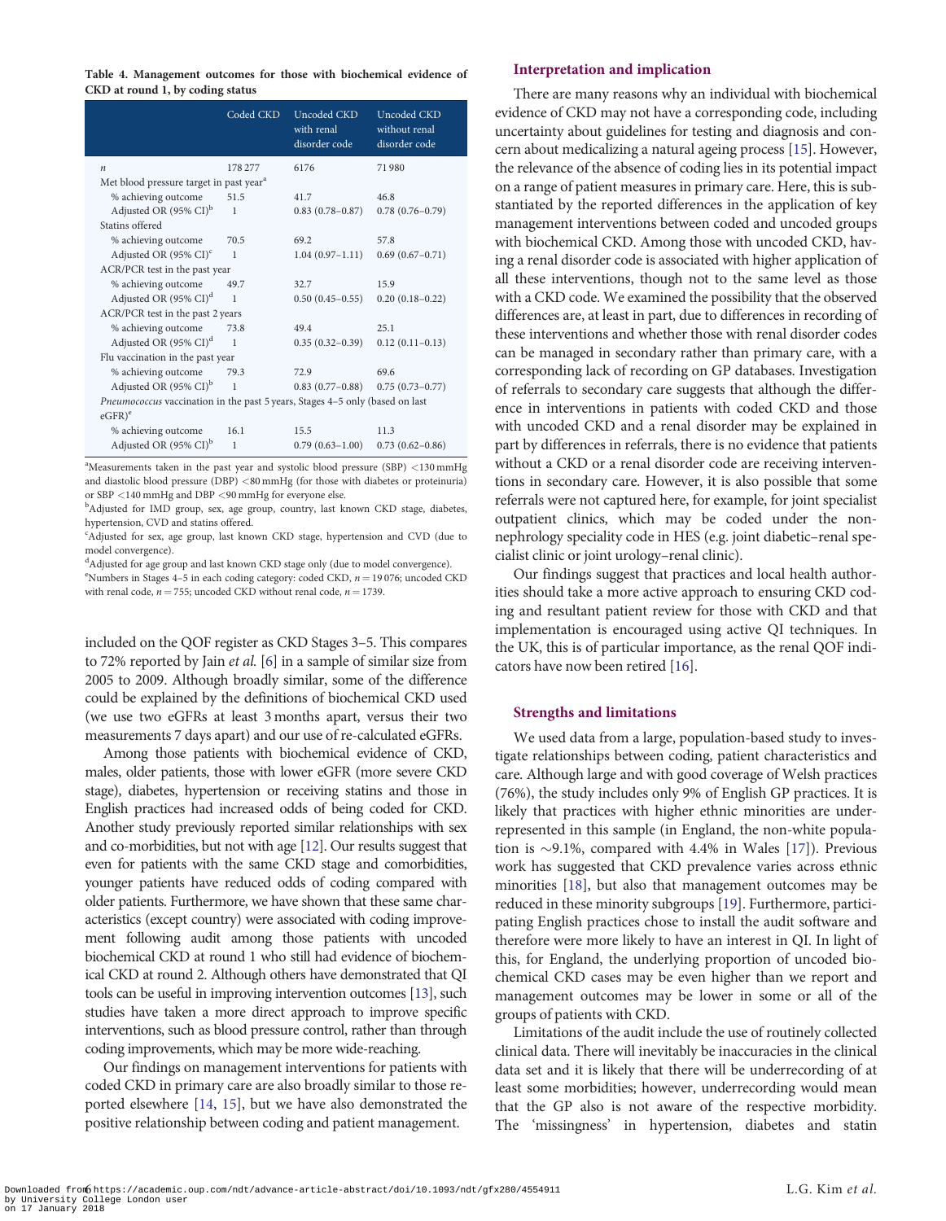**Table 4. Management outcomes for those with biochemical evidence of CKD at round 1, by coding status**

| | Coded CKD | Uncoded CKD with renal disorder code | Uncoded CKD without renal disorder code |
|---|---|---|---|
| *n* | 178 277 | 6176 | 71 980 |
| Met blood pressure target in past year[a] | | | |
| % achieving outcome | 51.5 | 41.7 | 46.8 |
| Adjusted OR (95% CI)[b] | 1 | 0.83 (0.78–0.87) | 0.78 (0.76–0.79) |
| Statins offered | | | |
| % achieving outcome | 70.5 | 69.2 | 57.8 |
| Adjusted OR (95% CI)[c] | 1 | 1.04 (0.97–1.11) | 0.69 (0.67–0.71) |
| ACR/PCR test in the past year | | | |
| % achieving outcome | 49.7 | 32.7 | 15.9 |
| Adjusted OR (95% CI)[d] | 1 | 0.50 (0.45–0.55) | 0.20 (0.18–0.22) |
| ACR/PCR test in the past 2 years | | | |
| % achieving outcome | 73.8 | 49.4 | 25.1 |
| Adjusted OR (95% CI)[d] | 1 | 0.35 (0.32–0.39) | 0.12 (0.11–0.13) |
| Flu vaccination in the past year | | | |
| % achieving outcome | 79.3 | 72.9 | 69.6 |
| Adjusted OR (95% CI)[b] | 1 | 0.83 (0.77–0.88) | 0.75 (0.73–0.77) |
| *Pneumococcus* vaccination in the past 5 years, Stages 4–5 only (based on last eGFR)[e] | | | |
| % achieving outcome | 16.1 | 15.5 | 11.3 |
| Adjusted OR (95% CI)[b] | 1 | 0.79 (0.63–1.00) | 0.73 (0.62–0.86) |

[a]Measurements taken in the past year and systolic blood pressure (SBP) <130 mmHg and diastolic blood pressure (DBP) <80 mmHg (for those with diabetes or proteinuria) or SBP <140 mmHg and DBP <90 mmHg for everyone else.
[b]Adjusted for IMD group, sex, age group, country, last known CKD stage, diabetes, hypertension, CVD and statins offered.
[c]Adjusted for sex, age group, last known CKD stage, hypertension and CVD (due to model convergence).
[d]Adjusted for age group and last known CKD stage only (due to model convergence).
[e]Numbers in Stages 4–5 in each coding category: coded CKD, $n = 19\,076$; uncoded CKD with renal code, $n = 755$; uncoded CKD without renal code, $n = 1739$.

included on the QOF register as CKD Stages 3–5. This compares to 72% reported by Jain *et al.* [6] in a sample of similar size from 2005 to 2009. Although broadly similar, some of the difference could be explained by the definitions of biochemical CKD used (we use two eGFRs at least 3 months apart, versus their two measurements 7 days apart) and our use of re-calculated eGFRs.

Among those patients with biochemical evidence of CKD, males, older patients, those with lower eGFR (more severe CKD stage), diabetes, hypertension or receiving statins and those in English practices had increased odds of being coded for CKD. Another study previously reported similar relationships with sex and co-morbidities, but not with age [12]. Our results suggest that even for patients with the same CKD stage and comorbidities, younger patients have reduced odds of coding compared with older patients. Furthermore, we have shown that these same characteristics (except country) were associated with coding improvement following audit among those patients with uncoded biochemical CKD at round 1 who still had evidence of biochemical CKD at round 2. Although others have demonstrated that QI tools can be useful in improving intervention outcomes [13], such studies have taken a more direct approach to improve specific interventions, such as blood pressure control, rather than through coding improvements, which may be more wide-reaching.

Our findings on management interventions for patients with coded CKD in primary care are also broadly similar to those reported elsewhere [14, 15], but we have also demonstrated the positive relationship between coding and patient management.

## Interpretation and implication

There are many reasons why an individual with biochemical evidence of CKD may not have a corresponding code, including uncertainty about guidelines for testing and diagnosis and concern about medicalizing a natural ageing process [15]. However, the relevance of the absence of coding lies in its potential impact on a range of patient measures in primary care. Here, this is substantiated by the reported differences in the application of key management interventions between coded and uncoded groups with biochemical CKD. Among those with uncoded CKD, having a renal disorder code is associated with higher application of all these interventions, though not to the same level as those with a CKD code. We examined the possibility that the observed differences are, at least in part, due to differences in recording of these interventions and whether those with renal disorder codes can be managed in secondary rather than primary care, with a corresponding lack of recording on GP databases. Investigation of referrals to secondary care suggests that although the difference in interventions in patients with coded CKD and those with uncoded CKD and a renal disorder may be explained in part by differences in referrals, there is no evidence that patients without a CKD or a renal disorder code are receiving interventions in secondary care. However, it is also possible that some referrals were not captured here, for example, for joint specialist outpatient clinics, which may be coded under the non-nephrology speciality code in HES (e.g. joint diabetic–renal specialist clinic or joint urology–renal clinic).

Our findings suggest that practices and local health authorities should take a more active approach to ensuring CKD coding and resultant patient review for those with CKD and that implementation is encouraged using active QI techniques. In the UK, this is of particular importance, as the renal QOF indicators have now been retired [16].

## Strengths and limitations

We used data from a large, population-based study to investigate relationships between coding, patient characteristics and care. Although large and with good coverage of Welsh practices (76%), the study includes only 9% of English GP practices. It is likely that practices with higher ethnic minorities are underrepresented in this sample (in England, the non-white population is ~9.1%, compared with 4.4% in Wales [17]). Previous work has suggested that CKD prevalence varies across ethnic minorities [18], but also that management outcomes may be reduced in these minority subgroups [19]. Furthermore, participating English practices chose to install the audit software and therefore were more likely to have an interest in QI. In light of this, for England, the underlying proportion of uncoded biochemical CKD cases may be even higher than we report and management outcomes may be lower in some or all of the groups of patients with CKD.

Limitations of the audit include the use of routinely collected clinical data. There will inevitably be inaccuracies in the clinical data set and it is likely that there will be underrecording of at least some morbidities; however, underrecording would mean that the GP also is not aware of the respective morbidity. The 'missingness' in hypertension, diabetes and statin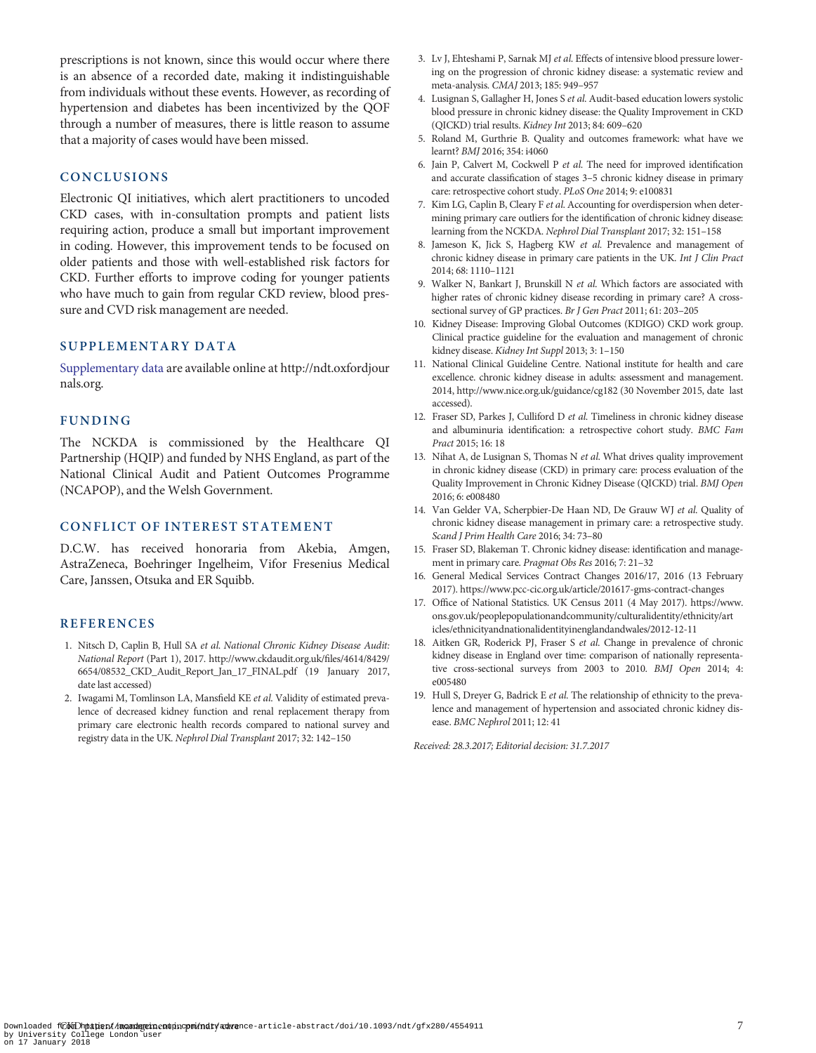prescriptions is not known, since this would occur where there is an absence of a recorded date, making it indistinguishable from individuals without these events. However, as recording of hypertension and diabetes has been incentivized by the QOF through a number of measures, there is little reason to assume that a majority of cases would have been missed.

## CONCLUSIONS

Electronic QI initiatives, which alert practitioners to uncoded CKD cases, with in-consultation prompts and patient lists requiring action, produce a small but important improvement in coding. However, this improvement tends to be focused on older patients and those with well-established risk factors for CKD. Further efforts to improve coding for younger patients who have much to gain from regular CKD review, blood pressure and CVD risk management are needed.

## SUPPLEMENTARY DATA

Supplementary data are available online at http://ndt.oxfordjournals.org.

## FUNDING

The NCKDA is commissioned by the Healthcare QI Partnership (HQIP) and funded by NHS England, as part of the National Clinical Audit and Patient Outcomes Programme (NCAPOP), and the Welsh Government.

## CONFLICT OF INTEREST STATEMENT

D.C.W. has received honoraria from Akebia, Amgen, AstraZeneca, Boehringer Ingelheim, Vifor Fresenius Medical Care, Janssen, Otsuka and ER Squibb.

## REFERENCES

1. Nitsch D, Caplin B, Hull SA *et al. National Chronic Kidney Disease Audit: National Report* (Part 1), 2017. http://www.ckdaudit.org.uk/files/4614/8429/6654/08532_CKD_Audit_Report_Jan_17_FINAL.pdf (19 January 2017, date last accessed)
2. Iwagami M, Tomlinson LA, Mansfield KE *et al.* Validity of estimated prevalence of decreased kidney function and renal replacement therapy from primary care electronic health records compared to national survey and registry data in the UK. *Nephrol Dial Transplant* 2017; 32: 142–150
3. Lv J, Ehteshami P, Sarnak MJ *et al.* Effects of intensive blood pressure lowering on the progression of chronic kidney disease: a systematic review and meta-analysis. *CMAJ* 2013; 185: 949–957
4. Lusignan S, Gallagher H, Jones S *et al.* Audit-based education lowers systolic blood pressure in chronic kidney disease: the Quality Improvement in CKD (QICKD) trial results. *Kidney Int* 2013; 84: 609–620
5. Roland M, Gurthrie B. Quality and outcomes framework: what have we learnt? *BMJ* 2016; 354: i4060
6. Jain P, Calvert M, Cockwell P *et al.* The need for improved identification and accurate classification of stages 3–5 chronic kidney disease in primary care: retrospective cohort study. *PLoS One* 2014; 9: e100831
7. Kim LG, Caplin B, Cleary F *et al.* Accounting for overdispersion when determining primary care outliers for the identification of chronic kidney disease: learning from the NCKDA. *Nephrol Dial Transplant* 2017; 32: 151–158
8. Jameson K, Jick S, Hagberg KW *et al.* Prevalence and management of chronic kidney disease in primary care patients in the UK. *Int J Clin Pract* 2014; 68: 1110–1121
9. Walker N, Bankart J, Brunskill N *et al.* Which factors are associated with higher rates of chronic kidney disease recording in primary care? A cross-sectional survey of GP practices. *Br J Gen Pract* 2011; 61: 203–205
10. Kidney Disease: Improving Global Outcomes (KDIGO) CKD work group. Clinical practice guideline for the evaluation and management of chronic kidney disease. *Kidney Int Suppl* 2013; 3: 1–150
11. National Clinical Guideline Centre. National institute for health and care excellence. chronic kidney disease in adults: assessment and management. 2014, http://www.nice.org.uk/guidance/cg182 (30 November 2015, date last accessed).
12. Fraser SD, Parkes J, Culliford D *et al.* Timeliness in chronic kidney disease and albuminuria identification: a retrospective cohort study. *BMC Fam Pract* 2015; 16: 18
13. Nihat A, de Lusignan S, Thomas N *et al.* What drives quality improvement in chronic kidney disease (CKD) in primary care: process evaluation of the Quality Improvement in Chronic Kidney Disease (QICKD) trial. *BMJ Open* 2016; 6: e008480
14. Van Gelder VA, Scherpbier-De Haan ND, De Grauw WJ *et al.* Quality of chronic kidney disease management in primary care: a retrospective study. *Scand J Prim Health Care* 2016; 34: 73–80
15. Fraser SD, Blakeman T. Chronic kidney disease: identification and management in primary care. *Pragmat Obs Res* 2016; 7: 21–32
16. General Medical Services Contract Changes 2016/17, 2016 (13 February 2017). https://www.pcc-cic.org.uk/article/201617-gms-contract-changes
17. Office of National Statistics. UK Census 2011 (4 May 2017). https://www.ons.gov.uk/peoplepopulationandcommunity/culturalidentity/ethnicity/articles/ethnicityandnationalidentityinenglandandwales/2012-12-11
18. Aitken GR, Roderick PJ, Fraser S *et al.* Change in prevalence of chronic kidney disease in England over time: comparison of nationally representative cross-sectional surveys from 2003 to 2010. *BMJ Open* 2014; 4: e005480
19. Hull S, Dreyer G, Badrick E *et al.* The relationship of ethnicity to the prevalence and management of hypertension and associated chronic kidney disease. *BMC Nephrol* 2011; 12: 41

*Received: 28.3.2017; Editorial decision: 31.7.2017*